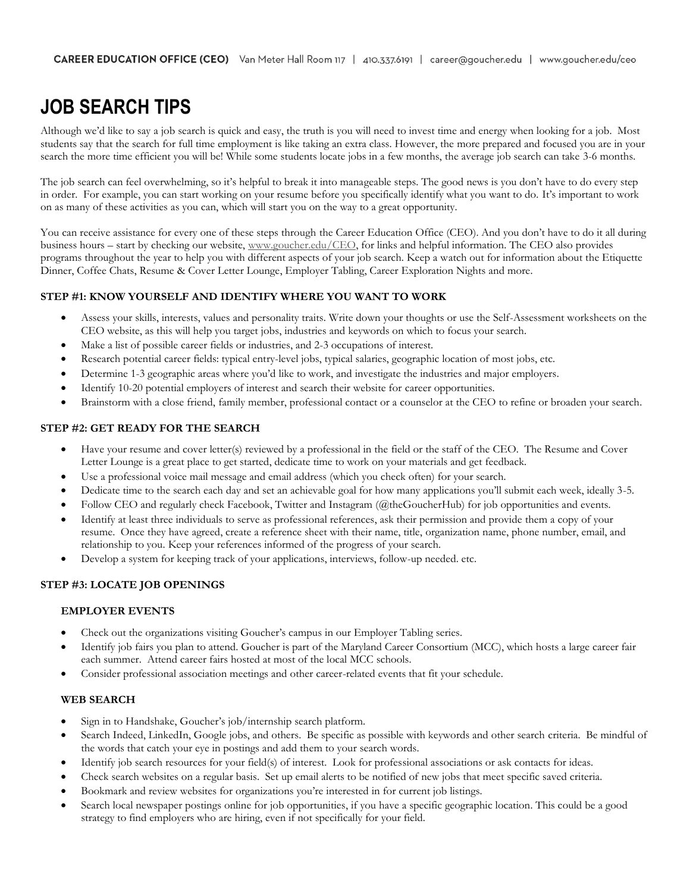CAREER EDUCATION OFFICE (CEO) Van Meter Hall Room 117 | 410.337.6191 | career@goucher.edu | www.goucher.edu/ceo

# JOB SEARCH TIPS

Although we'd like to say a job search is quick and easy, the truth is you will need to invest time and energy when looking for a job. Most students say that the search for full time employment is like taking an extra class. However, the more prepared and focused you are in your search the more time efficient you will be! While some students locate jobs in a few months, the average job search can take 3-6 months.

The job search can feel overwhelming, so it's helpful to break it into manageable steps. The good news is you don't have to do every step in order. For example, you can start working on your resume before you specifically identify what you want to do. It's important to work on as many of these activities as you can, which will start you on the way to a great opportunity.

You can receive assistance for every one of these steps through the Career Education Office (CEO). And you don't have to do it all during business hours – start by checking our website, www.goucher.edu/CEO, for links and helpful information. The CEO also provides programs throughout the year to help you with different aspects of your job search. Keep a watch out for information about the Etiquette Dinner, Coffee Chats, Resume & Cover Letter Lounge, Employer Tabling, Career Exploration Nights and more.

### STEP #1: KNOW YOURSELF AND IDENTIFY WHERE YOU WANT TO WORK

- Assess your skills, interests, values and personality traits. Write down your thoughts or use the Self-Assessment worksheets on the CEO website, as this will help you target jobs, industries and keywords on which to focus your search.
- Make a list of possible career fields or industries, and 2-3 occupations of interest.
- Research potential career fields: typical entry-level jobs, typical salaries, geographic location of most jobs, etc.
- Determine 1-3 geographic areas where you'd like to work, and investigate the industries and major employers.
- Identify 10-20 potential employers of interest and search their website for career opportunities.
- Brainstorm with a close friend, family member, professional contact or a counselor at the CEO to refine or broaden your search.

### STEP #2: GET READY FOR THE SEARCH

- Have your resume and cover letter(s) reviewed by a professional in the field or the staff of the CEO. The Resume and Cover Letter Lounge is a great place to get started, dedicate time to work on your materials and get feedback.
- Use a professional voice mail message and email address (which you check often) for your search.
- Dedicate time to the search each day and set an achievable goal for how many applications you'll submit each week, ideally 3-5.
- Follow CEO and regularly check Facebook, Twitter and Instagram (@theGoucherHub) for job opportunities and events.
- Identify at least three individuals to serve as professional references, ask their permission and provide them a copy of your resume. Once they have agreed, create a reference sheet with their name, title, organization name, phone number, email, and relationship to you. Keep your references informed of the progress of your search.
- Develop a system for keeping track of your applications, interviews, follow-up needed. etc.

### STEP #3: LOCATE JOB OPENINGS

#### EMPLOYER EVENTS

- Check out the organizations visiting Goucher's campus in our Employer Tabling series.
- Identify job fairs you plan to attend. Goucher is part of the Maryland Career Consortium (MCC), which hosts a large career fair each summer. Attend career fairs hosted at most of the local MCC schools.
- Consider professional association meetings and other career-related events that fit your schedule.

#### WEB SEARCH

- Sign in to Handshake, Goucher's job/internship search platform.
- Search Indeed, LinkedIn, Google jobs, and others. Be specific as possible with keywords and other search criteria. Be mindful of the words that catch your eye in postings and add them to your search words.
- Identify job search resources for your field(s) of interest. Look for professional associations or ask contacts for ideas.
- Check search websites on a regular basis. Set up email alerts to be notified of new jobs that meet specific saved criteria.
- Bookmark and review websites for organizations you're interested in for current job listings.
- Search local newspaper postings online for job opportunities, if you have a specific geographic location. This could be a good strategy to find employers who are hiring, even if not specifically for your field.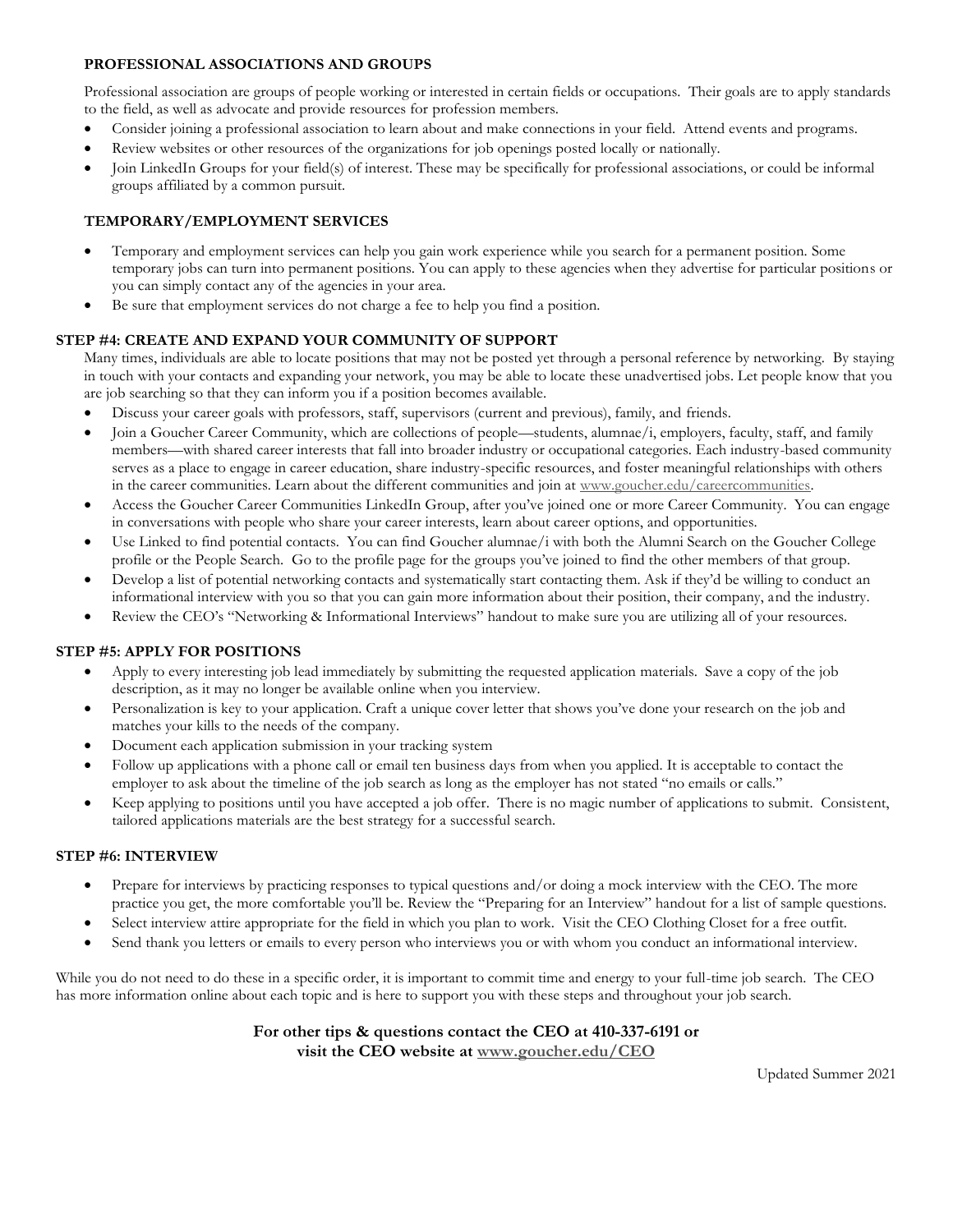### PROFESSIONAL ASSOCIATIONS AND GROUPS

Professional association are groups of people working or interested in certain fields or occupations. Their goals are to apply standards to the field, as well as advocate and provide resources for profession members.

- Consider joining a professional association to learn about and make connections in your field. Attend events and programs.
- Review websites or other resources of the organizations for job openings posted locally or nationally.
- Join LinkedIn Groups for your field(s) of interest. These may be specifically for professional associations, or could be informal groups affiliated by a common pursuit.

### TEMPORARY/EMPLOYMENT SERVICES

- Temporary and employment services can help you gain work experience while you search for a permanent position. Some temporary jobs can turn into permanent positions. You can apply to these agencies when they advertise for particular positions or you can simply contact any of the agencies in your area.
- Be sure that employment services do not charge a fee to help you find a position.

## STEP #4: CREATE AND EXPAND YOUR COMMUNITY OF SUPPORT

Many times, individuals are able to locate positions that may not be posted yet through a personal reference by networking. By staying in touch with your contacts and expanding your network, you may be able to locate these unadvertised jobs. Let people know that you are job searching so that they can inform you if a position becomes available.

- Discuss your career goals with professors, staff, supervisors (current and previous), family, and friends.
- Join a Goucher Career Community, which are collections of people—students, alumnae/i, employers, faculty, staff, and family members—with shared career interests that fall into broader industry or occupational categories. Each industry-based community serves as a place to engage in career education, share industry-specific resources, and foster meaningful relationships with others in the career communities. Learn about the different communities and join at www.goucher.edu/careercommunities.
- Access the Goucher Career Communities LinkedIn Group, after you've joined one or more Career Community. You can engage in conversations with people who share your career interests, learn about career options, and opportunities.
- Use Linked to find potential contacts. You can find Goucher alumnae/i with both the Alumni Search on the Goucher College profile or the People Search. Go to the profile page for the groups you've joined to find the other members of that group.
- Develop a list of potential networking contacts and systematically start contacting them. Ask if they'd be willing to conduct an informational interview with you so that you can gain more information about their position, their company, and the industry.
- Review the CEO's "Networking & Informational Interviews" handout to make sure you are utilizing all of your resources.

## STEP #5: APPLY FOR POSITIONS

- Apply to every interesting job lead immediately by submitting the requested application materials. Save a copy of the job description, as it may no longer be available online when you interview.
- Personalization is key to your application. Craft a unique cover letter that shows you've done your research on the job and matches your kills to the needs of the company.
- Document each application submission in your tracking system
- Follow up applications with a phone call or email ten business days from when you applied. It is acceptable to contact the employer to ask about the timeline of the job search as long as the employer has not stated "no emails or calls."
- Keep applying to positions until you have accepted a job offer. There is no magic number of applications to submit. Consistent, tailored applications materials are the best strategy for a successful search.

## STEP #6: INTERVIEW

- Prepare for interviews by practicing responses to typical questions and/or doing a mock interview with the CEO. The more practice you get, the more comfortable you'll be. Review the "Preparing for an Interview" handout for a list of sample questions.
- Select interview attire appropriate for the field in which you plan to work. Visit the CEO Clothing Closet for a free outfit.
- Send thank you letters or emails to every person who interviews you or with whom you conduct an informational interview.

While you do not need to do these in a specific order, it is important to commit time and energy to your full-time job search. The CEO has more information online about each topic and is here to support you with these steps and throughout your job search.

**For other tips & questions contact the CEO at 410-337-6191 or visit the CEO website at www.goucher.edu/CEO**

Updated Summer 2021